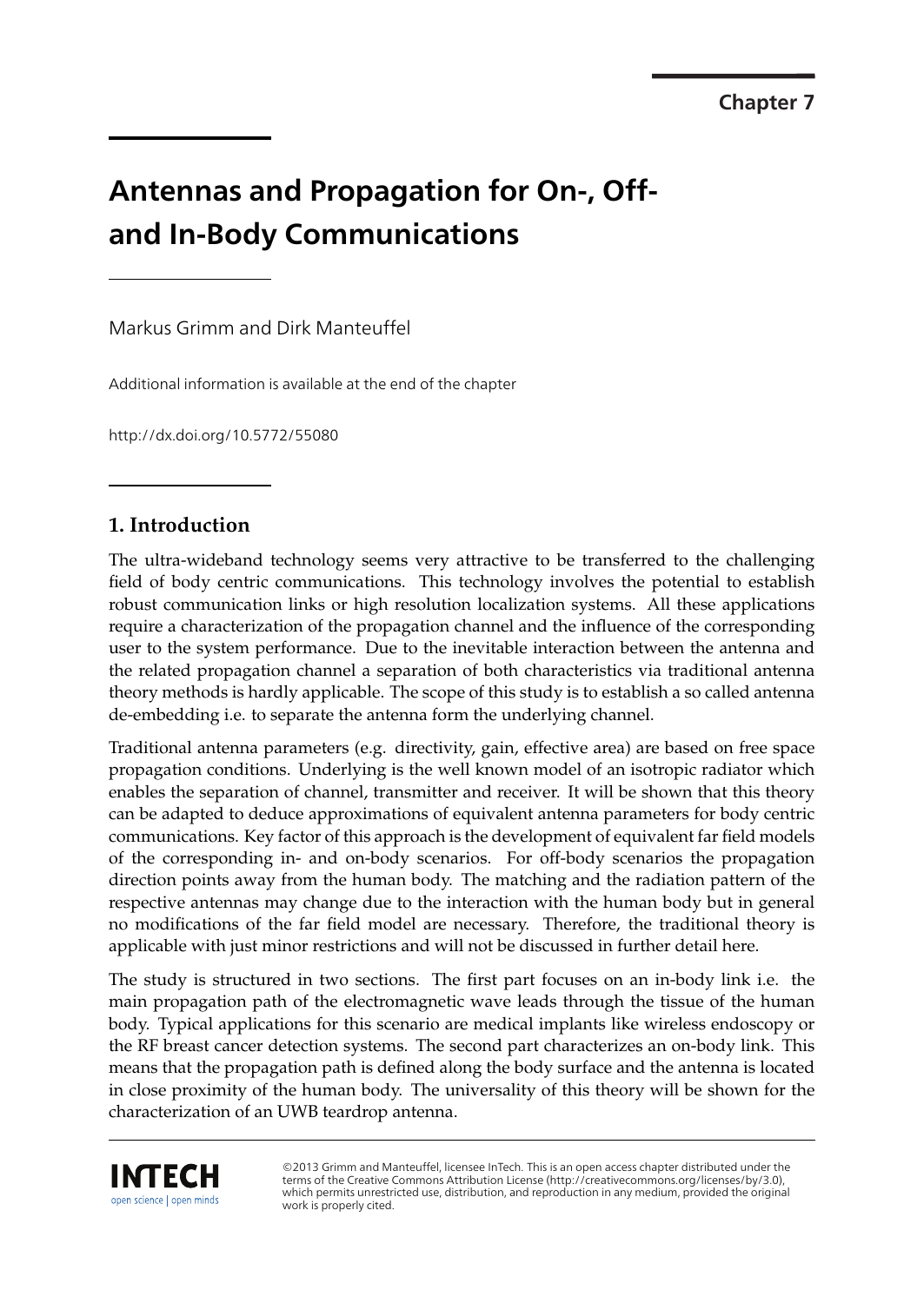Chapter 7

# Antennas and Propagation for On-, Off- and In-Body Communications

Markus Grimm and Dirk Manteuffel

Additional information is available at the end of the chapter

http://dx.doi.org/10.5772/55080

## 1. Introduction

The ultra-wideband technology seems very attractive to be transferred to the challenging field of body centric communications. This technology involves the potential to establish robust communication links or high resolution localization systems. All these applications require a characterization of the propagation channel and the influence of the corresponding user to the system performance. Due to the inevitable interaction between the antenna and the related propagation channel a separation of both characteristics via traditional antenna theory methods is hardly applicable. The scope of this study is to establish a so called antenna de-embedding i.e. to separate the antenna form the underlying channel.

Traditional antenna parameters (e.g. directivity, gain, effective area) are based on free space propagation conditions. Underlying is the well known model of an isotropic radiator which enables the separation of channel, transmitter and receiver. It will be shown that this theory can be adapted to deduce approximations of equivalent antenna parameters for body centric communications. Key factor of this approach is the development of equivalent far field models of the corresponding in- and on-body scenarios. For off-body scenarios the propagation direction points away from the human body. The matching and the radiation pattern of the respective antennas may change due to the interaction with the human body but in general no modifications of the far field model are necessary. Therefore, the traditional theory is applicable with just minor restrictions and will not be discussed in further detail here.

The study is structured in two sections. The first part focuses on an in-body link i.e. the main propagation path of the electromagnetic wave leads through the tissue of the human body. Typical applications for this scenario are medical implants like wireless endoscopy or the RF breast cancer detection systems. The second part characterizes an on-body link. This means that the propagation path is defined along the body surface and the antenna is located in close proximity of the human body. The universality of this theory will be shown for the characterization of an UWB teardrop antenna.

©2013 Grimm and Manteuffel, licensee InTech. This is an open access chapter distributed under the terms of the Creative Commons Attribution License (http://creativecommons.org/licenses/by/3.0), which permits unrestricted use, distribution, and reproduction in any medium, provided the original work is properly cited.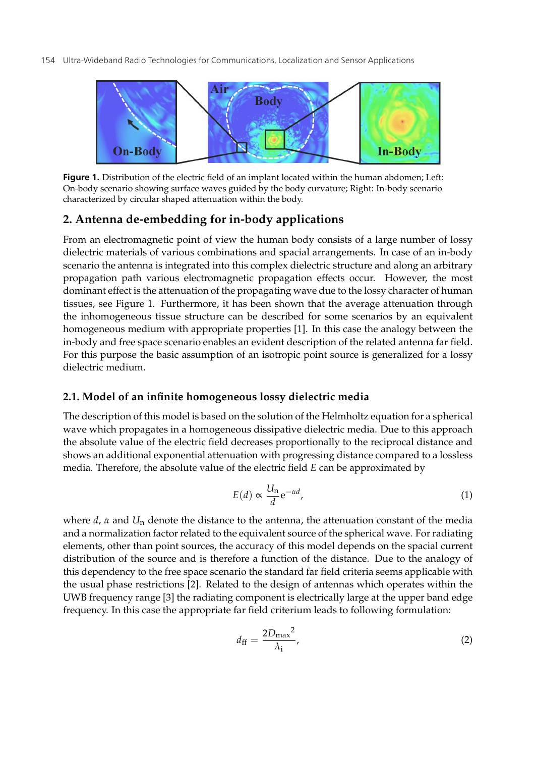**Figure 1.** Distribution of the electric field of an implant located within the human abdomen; Left: On-body scenario showing surface waves guided by the body curvature; Right: In-body scenario characterized by circular shaped attenuation within the body.

## 2. Antenna de-embedding for in-body applications

From an electromagnetic point of view the human body consists of a large number of lossy dielectric materials of various combinations and spacial arrangements. In case of an in-body scenario the antenna is integrated into this complex dielectric structure and along an arbitrary propagation path various electromagnetic propagation effects occur. However, the most dominant effect is the attenuation of the propagating wave due to the lossy character of human tissues, see Figure 1. Furthermore, it has been shown that the average attenuation through the inhomogeneous tissue structure can be described for some scenarios by an equivalent homogeneous medium with appropriate properties [1]. In this case the analogy between the in-body and free space scenario enables an evident description of the related antenna far field. For this purpose the basic assumption of an isotropic point source is generalized for a lossy dielectric medium.

### 2.1. Model of an infinite homogeneous lossy dielectric media

The description of this model is based on the solution of the Helmholtz equation for a spherical wave which propagates in a homogeneous dissipative dielectric media. Due to this approach the absolute value of the electric field decreases proportionally to the reciprocal distance and shows an additional exponential attenuation with progressing distance compared to a lossless media. Therefore, the absolute value of the electric field $E$ can be approximated by

$$E(d) \propto \frac{U_{\mathrm{n}}}{d} \mathrm{e}^{-\alpha d}, \tag{1}$$

where $d$, $\alpha$ and $U_{\mathrm{n}}$ denote the distance to the antenna, the attenuation constant of the media and a normalization factor related to the equivalent source of the spherical wave. For radiating elements, other than point sources, the accuracy of this model depends on the spacial current distribution of the source and is therefore a function of the distance. Due to the analogy of this dependency to the free space scenario the standard far field criteria seems applicable with the usual phase restrictions [2]. Related to the design of antennas which operates within the UWB frequency range [3] the radiating component is electrically large at the upper band edge frequency. In this case the appropriate far field criterium leads to following formulation:

$$d_{\mathrm{ff}} = \frac{2 D_{\mathrm{max}}{}^{2}}{\lambda_{\mathrm{i}}}, \tag{2}$$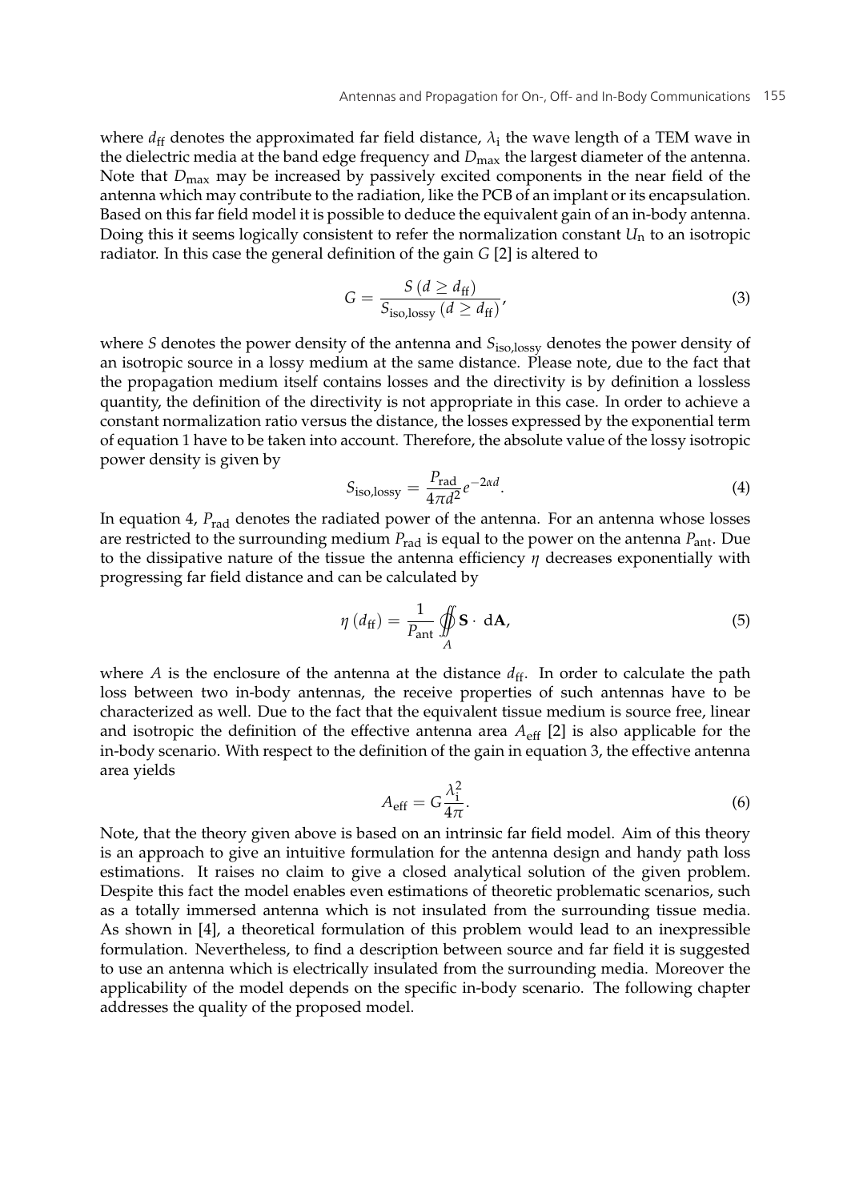where $d_{\mathrm{ff}}$ denotes the approximated far field distance, $\lambda_{\mathrm{i}}$ the wave length of a TEM wave in the dielectric media at the band edge frequency and $D_{\max}$ the largest diameter of the antenna. Note that $D_{\max}$ may be increased by passively excited components in the near field of the antenna which may contribute to the radiation, like the PCB of an implant or its encapsulation. Based on this far field model it is possible to deduce the equivalent gain of an in-body antenna. Doing this it seems logically consistent to refer the normalization constant $U_{\mathrm{n}}$ to an isotropic radiator. In this case the general definition of the gain $G$ [2] is altered to

$$G = \frac{S\left(d \geq d_{\mathrm{ff}}\right)}{S_{\mathrm{iso,lossy}}\left(d \geq d_{\mathrm{ff}}\right)}, \tag{3}$$

where $S$ denotes the power density of the antenna and $S_{\mathrm{iso,lossy}}$ denotes the power density of an isotropic source in a lossy medium at the same distance. Please note, due to the fact that the propagation medium itself contains losses and the directivity is by definition a lossless quantity, the definition of the directivity is not appropriate in this case. In order to achieve a constant normalization ratio versus the distance, the losses expressed by the exponential term of equation 1 have to be taken into account. Therefore, the absolute value of the lossy isotropic power density is given by

$$S_{\mathrm{iso,lossy}} = \frac{P_{\mathrm{rad}}}{4\pi d^2} e^{-2\alpha d}. \tag{4}$$

In equation 4, $P_{\mathrm{rad}}$ denotes the radiated power of the antenna. For an antenna whose losses are restricted to the surrounding medium $P_{\mathrm{rad}}$ is equal to the power on the antenna $P_{\mathrm{ant}}$. Due to the dissipative nature of the tissue the antenna efficiency $\eta$ decreases exponentially with progressing far field distance and can be calculated by

$$\eta\left(d_{\mathrm{ff}}\right) = \frac{1}{P_{\mathrm{ant}}} \oiint_{A} \mathbf{S} \cdot \, \mathrm{d}\mathbf{A}, \tag{5}$$

where $A$ is the enclosure of the antenna at the distance $d_{\mathrm{ff}}$. In order to calculate the path loss between two in-body antennas, the receive properties of such antennas have to be characterized as well. Due to the fact that the equivalent tissue medium is source free, linear and isotropic the definition of the effective antenna area $A_{\mathrm{eff}}$ [2] is also applicable for the in-body scenario. With respect to the definition of the gain in equation 3, the effective antenna area yields

$$A_{\mathrm{eff}} = G \frac{\lambda_{\mathrm{i}}^2}{4\pi}. \tag{6}$$

Note, that the theory given above is based on an intrinsic far field model. Aim of this theory is an approach to give an intuitive formulation for the antenna design and handy path loss estimations. It raises no claim to give a closed analytical solution of the given problem. Despite this fact the model enables even estimations of theoretic problematic scenarios, such as a totally immersed antenna which is not insulated from the surrounding tissue media. As shown in [4], a theoretical formulation of this problem would lead to an inexpressible formulation. Nevertheless, to find a description between source and far field it is suggested to use an antenna which is electrically insulated from the surrounding media. Moreover the applicability of the model depends on the specific in-body scenario. The following chapter addresses the quality of the proposed model.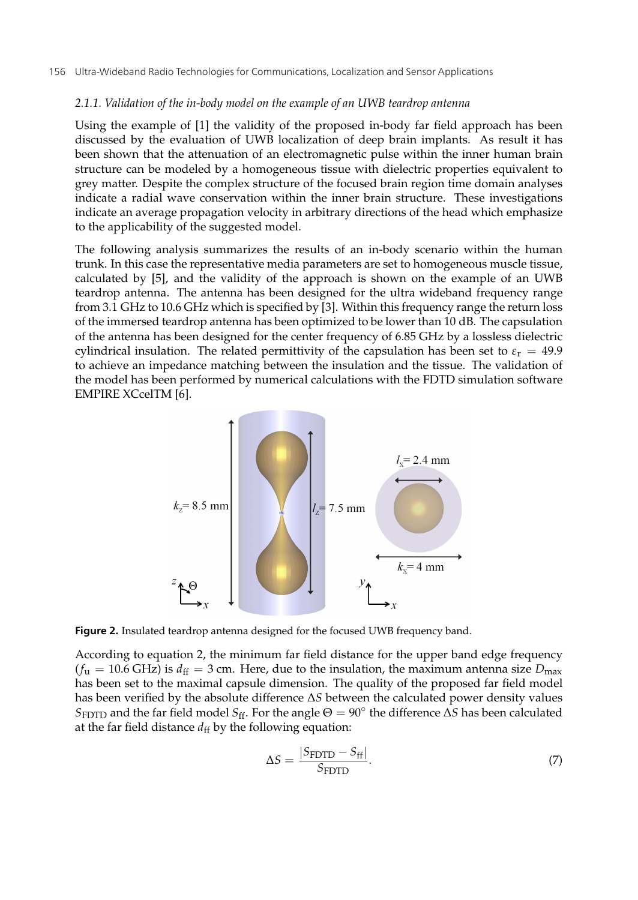### 2.1.1. Validation of the in-body model on the example of an UWB teardrop antenna

Using the example of [1] the validity of the proposed in-body far field approach has been discussed by the evaluation of UWB localization of deep brain implants. As result it has been shown that the attenuation of an electromagnetic pulse within the inner human brain structure can be modeled by a homogeneous tissue with dielectric properties equivalent to grey matter. Despite the complex structure of the focused brain region time domain analyses indicate a radial wave conservation within the inner brain structure. These investigations indicate an average propagation velocity in arbitrary directions of the head which emphasize to the applicability of the suggested model.

The following analysis summarizes the results of an in-body scenario within the human trunk. In this case the representative media parameters are set to homogeneous muscle tissue, calculated by [5], and the validity of the approach is shown on the example of an UWB teardrop antenna. The antenna has been designed for the ultra wideband frequency range from 3.1 GHz to 10.6 GHz which is specified by [3]. Within this frequency range the return loss of the immersed teardrop antenna has been optimized to be lower than 10 dB. The capsulation of the antenna has been designed for the center frequency of 6.85 GHz by a lossless dielectric cylindrical insulation. The related permittivity of the capsulation has been set to $\varepsilon_r = 49.9$ to achieve an impedance matching between the insulation and the tissue. The validation of the model has been performed by numerical calculations with the FDTD simulation software EMPIRE XCcelTM [6].

**Figure 2.** Insulated teardrop antenna designed for the focused UWB frequency band.

According to equation 2, the minimum far field distance for the upper band edge frequency ($f_u = 10.6$ GHz) is $d_{ff} = 3$ cm. Here, due to the insulation, the maximum antenna size $D_{max}$ has been set to the maximal capsule dimension. The quality of the proposed far field model has been verified by the absolute difference $\Delta S$ between the calculated power density values $S_{FDTD}$ and the far field model $S_{ff}$. For the angle $\Theta = 90^\circ$ the difference $\Delta S$ has been calculated at the far field distance $d_{ff}$ by the following equation:

$$\Delta S = \frac{|S_{FDTD} - S_{ff}|}{S_{FDTD}}. \tag{7}$$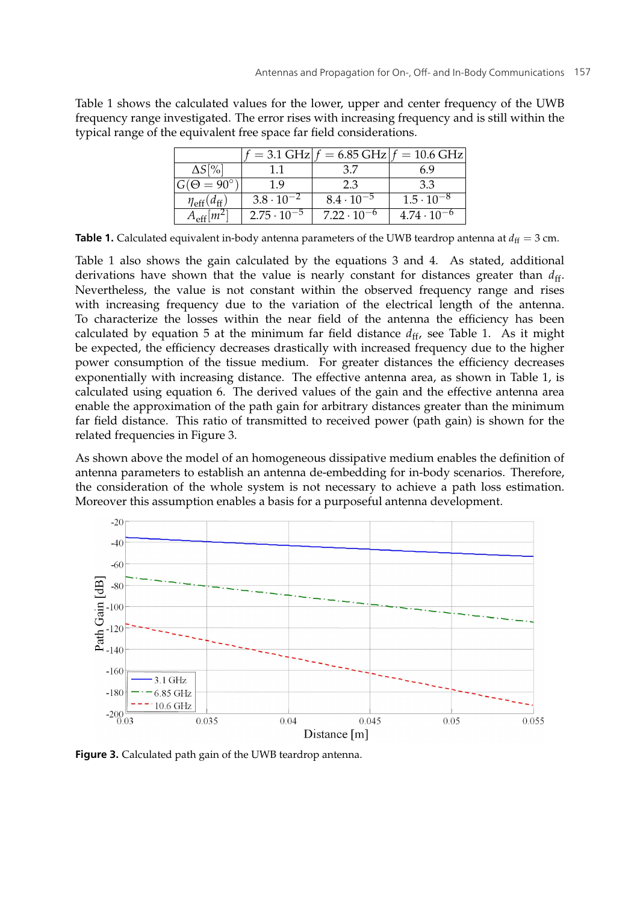Table 1 shows the calculated values for the lower, upper and center frequency of the UWB frequency range investigated. The error rises with increasing frequency and is still within the typical range of the equivalent free space far field considerations.

| | $f = 3.1$ GHz | $f = 6.85$ GHz | $f = 10.6$ GHz |
|---|---|---|---|
| $\Delta S[\%]$ | 1.1 | 3.7 | 6.9 |
| $G(\Theta = 90°)$ | 1.9 | 2.3 | 3.3 |
| $\eta_{\text{eff}}(d_{\text{ff}})$ | $3.8 \cdot 10^{-2}$ | $8.4 \cdot 10^{-5}$ | $1.5 \cdot 10^{-8}$ |
| $A_{\text{eff}}[m^2]$ | $2.75 \cdot 10^{-5}$ | $7.22 \cdot 10^{-6}$ | $4.74 \cdot 10^{-6}$ |

**Table 1.** Calculated equivalent in-body antenna parameters of the UWB teardrop antenna at $d_{\text{ff}} = 3$ cm.

Table 1 also shows the gain calculated by the equations 3 and 4. As stated, additional derivations have shown that the value is nearly constant for distances greater than $d_{\text{ff}}$. Nevertheless, the value is not constant within the observed frequency range and rises with increasing frequency due to the variation of the electrical length of the antenna. To characterize the losses within the near field of the antenna the efficiency has been calculated by equation 5 at the minimum far field distance $d_{\text{ff}}$, see Table 1. As it might be expected, the efficiency decreases drastically with increased frequency due to the higher power consumption of the tissue medium. For greater distances the efficiency decreases exponentially with increasing distance. The effective antenna area, as shown in Table 1, is calculated using equation 6. The derived values of the gain and the effective antenna area enable the approximation of the path gain for arbitrary distances greater than the minimum far field distance. This ratio of transmitted to received power (path gain) is shown for the related frequencies in Figure 3.

As shown above the model of an homogeneous dissipative medium enables the definition of antenna parameters to establish an antenna de-embedding for in-body scenarios. Therefore, the consideration of the whole system is not necessary to achieve a path loss estimation. Moreover this assumption enables a basis for a purposeful antenna development.

**Figure 3.** Calculated path gain of the UWB teardrop antenna.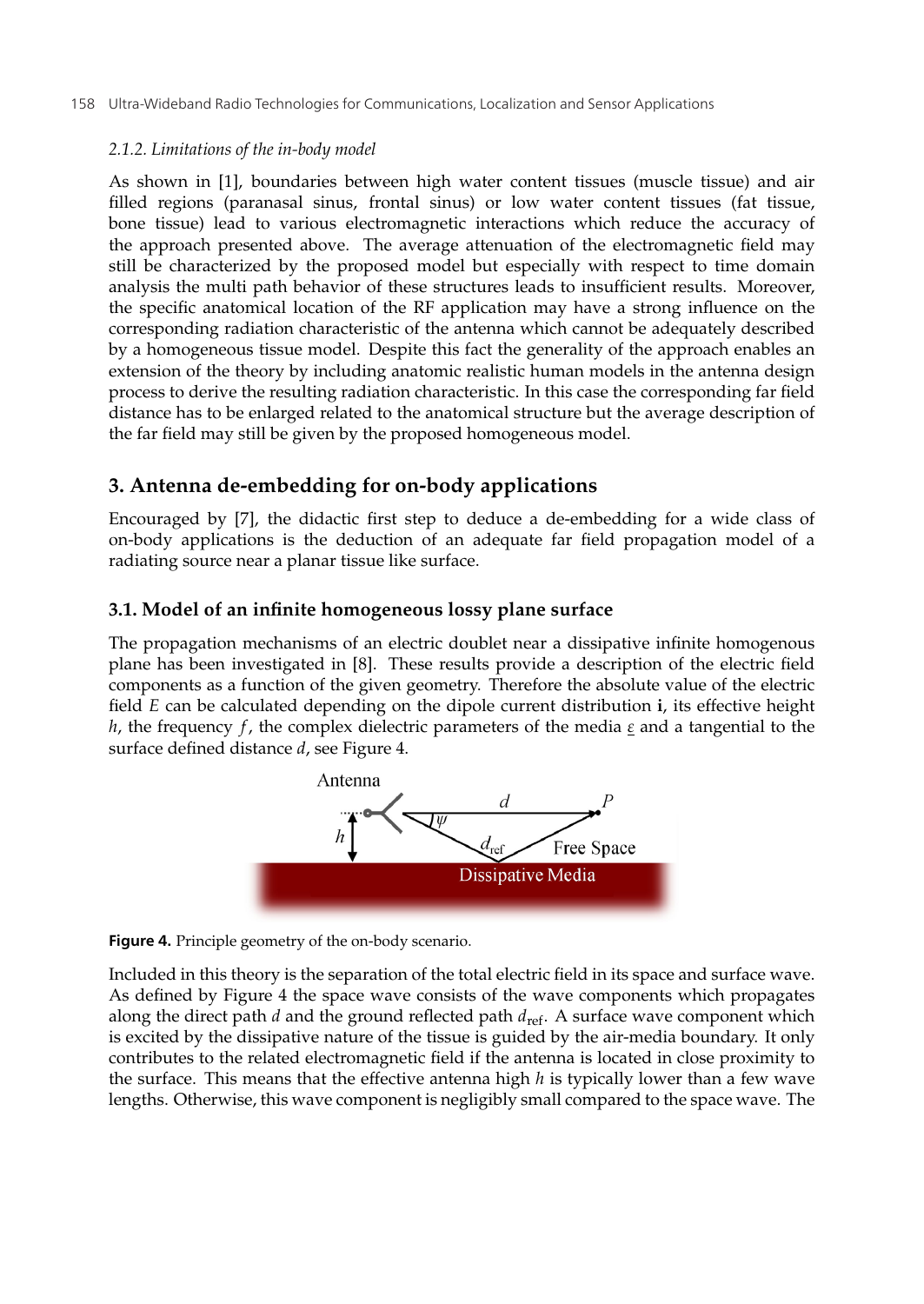#### 2.1.2. Limitations of the in-body model

As shown in [1], boundaries between high water content tissues (muscle tissue) and air filled regions (paranasal sinus, frontal sinus) or low water content tissues (fat tissue, bone tissue) lead to various electromagnetic interactions which reduce the accuracy of the approach presented above. The average attenuation of the electromagnetic field may still be characterized by the proposed model but especially with respect to time domain analysis the multi path behavior of these structures leads to insufficient results. Moreover, the specific anatomical location of the RF application may have a strong influence on the corresponding radiation characteristic of the antenna which cannot be adequately described by a homogeneous tissue model. Despite this fact the generality of the approach enables an extension of the theory by including anatomic realistic human models in the antenna design process to derive the resulting radiation characteristic. In this case the corresponding far field distance has to be enlarged related to the anatomical structure but the average description of the far field may still be given by the proposed homogeneous model.

## 3. Antenna de-embedding for on-body applications

Encouraged by [7], the didactic first step to deduce a de-embedding for a wide class of on-body applications is the deduction of an adequate far field propagation model of a radiating source near a planar tissue like surface.

### 3.1. Model of an infinite homogeneous lossy plane surface

The propagation mechanisms of an electric doublet near a dissipative infinite homogenous plane has been investigated in [8]. These results provide a description of the electric field components as a function of the given geometry. Therefore the absolute value of the electric field $E$ can be calculated depending on the dipole current distribution $\mathbf{i}$, its effective height $h$, the frequency $f$, the complex dielectric parameters of the media $\underline{\varepsilon}$ and a tangential to the surface defined distance $d$, see Figure 4.

**Figure 4.** Principle geometry of the on-body scenario.

Included in this theory is the separation of the total electric field in its space and surface wave. As defined by Figure 4 the space wave consists of the wave components which propagates along the direct path $d$ and the ground reflected path $d_{\text{ref}}$. A surface wave component which is excited by the dissipative nature of the tissue is guided by the air-media boundary. It only contributes to the related electromagnetic field if the antenna is located in close proximity to the surface. This means that the effective antenna high $h$ is typically lower than a few wave lengths. Otherwise, this wave component is negligibly small compared to the space wave. The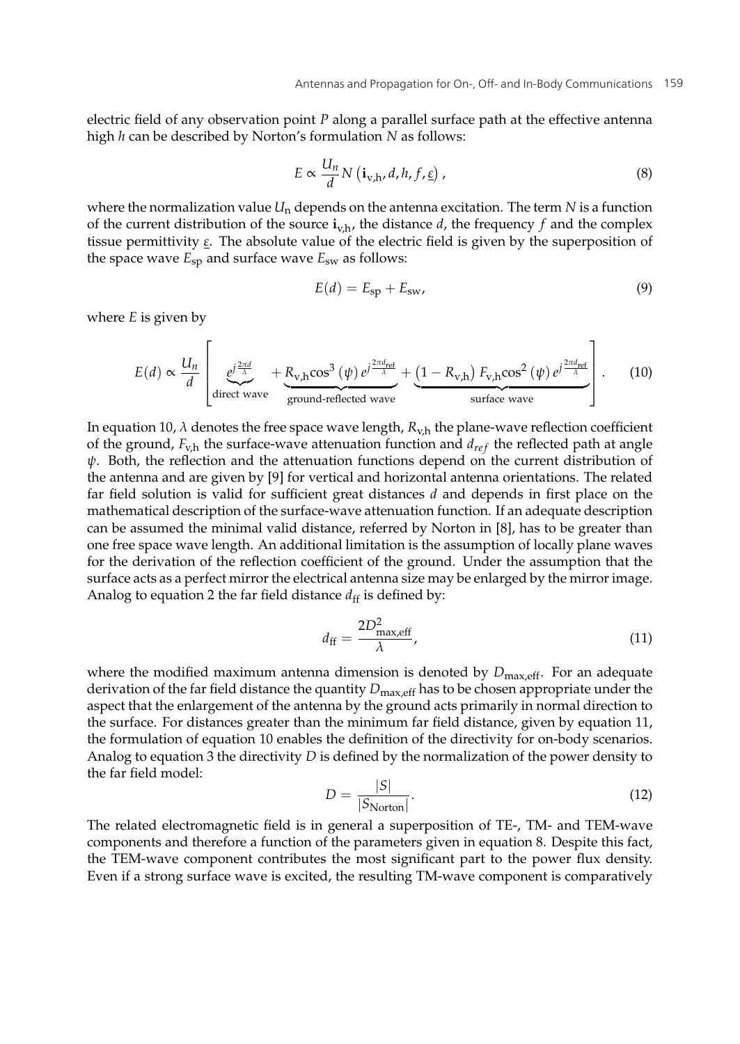electric field of any observation point $P$ along a parallel surface path at the effective antenna high $h$ can be described by Norton's formulation $N$ as follows:

$$E \propto \frac{U_n}{d} N\left(\mathbf{i}_{\mathrm{v,h}}, d, h, f, \underline{\varepsilon}\right), \tag{8}$$

where the normalization value $U_{\mathrm{n}}$ depends on the antenna excitation. The term $N$ is a function of the current distribution of the source $\mathbf{i}_{\mathrm{v,h}}$, the distance $d$, the frequency $f$ and the complex tissue permittivity $\underline{\varepsilon}$. The absolute value of the electric field is given by the superposition of the space wave $E_{\mathrm{sp}}$ and surface wave $E_{\mathrm{sw}}$ as follows:

$$E(d) = E_{\mathrm{sp}} + E_{\mathrm{sw}}, \tag{9}$$

where $E$ is given by

$$E(d) \propto \frac{U_n}{d} \left[ \underbrace{e^{j\frac{2\pi d}{\lambda}}}_{\text{direct wave}} + \underbrace{R_{\mathrm{v,h}} \cos^3(\psi)\, e^{j\frac{2\pi d_{\mathrm{ref}}}{\lambda}}}_{\text{ground-reflected wave}} + \underbrace{\left(1 - R_{\mathrm{v,h}}\right) F_{\mathrm{v,h}} \cos^2(\psi)\, e^{j\frac{2\pi d_{\mathrm{ref}}}{\lambda}}}_{\text{surface wave}} \right]. \tag{10}$$

In equation 10, $\lambda$ denotes the free space wave length, $R_{\mathrm{v,h}}$ the plane-wave reflection coefficient of the ground, $F_{\mathrm{v,h}}$ the surface-wave attenuation function and $d_{ref}$ the reflected path at angle $\psi$. Both, the reflection and the attenuation functions depend on the current distribution of the antenna and are given by [9] for vertical and horizontal antenna orientations. The related far field solution is valid for sufficient great distances $d$ and depends in first place on the mathematical description of the surface-wave attenuation function. If an adequate description can be assumed the minimal valid distance, referred by Norton in [8], has to be greater than one free space wave length. An additional limitation is the assumption of locally plane waves for the derivation of the reflection coefficient of the ground. Under the assumption that the surface acts as a perfect mirror the electrical antenna size may be enlarged by the mirror image. Analog to equation 2 the far field distance $d_{\mathrm{ff}}$ is defined by:

$$d_{\mathrm{ff}} = \frac{2D_{\mathrm{max,eff}}^2}{\lambda}, \tag{11}$$

where the modified maximum antenna dimension is denoted by $D_{\mathrm{max,eff}}$. For an adequate derivation of the far field distance the quantity $D_{\mathrm{max,eff}}$ has to be chosen appropriate under the aspect that the enlargement of the antenna by the ground acts primarily in normal direction to the surface. For distances greater than the minimum far field distance, given by equation 11, the formulation of equation 10 enables the definition of the directivity for on-body scenarios. Analog to equation 3 the directivity $D$ is defined by the normalization of the power density to the far field model:

$$D = \frac{|S|}{|S_{\mathrm{Norton}}|}. \tag{12}$$

The related electromagnetic field is in general a superposition of TE-, TM- and TEM-wave components and therefore a function of the parameters given in equation 8. Despite this fact, the TEM-wave component contributes the most significant part to the power flux density. Even if a strong surface wave is excited, the resulting TM-wave component is comparatively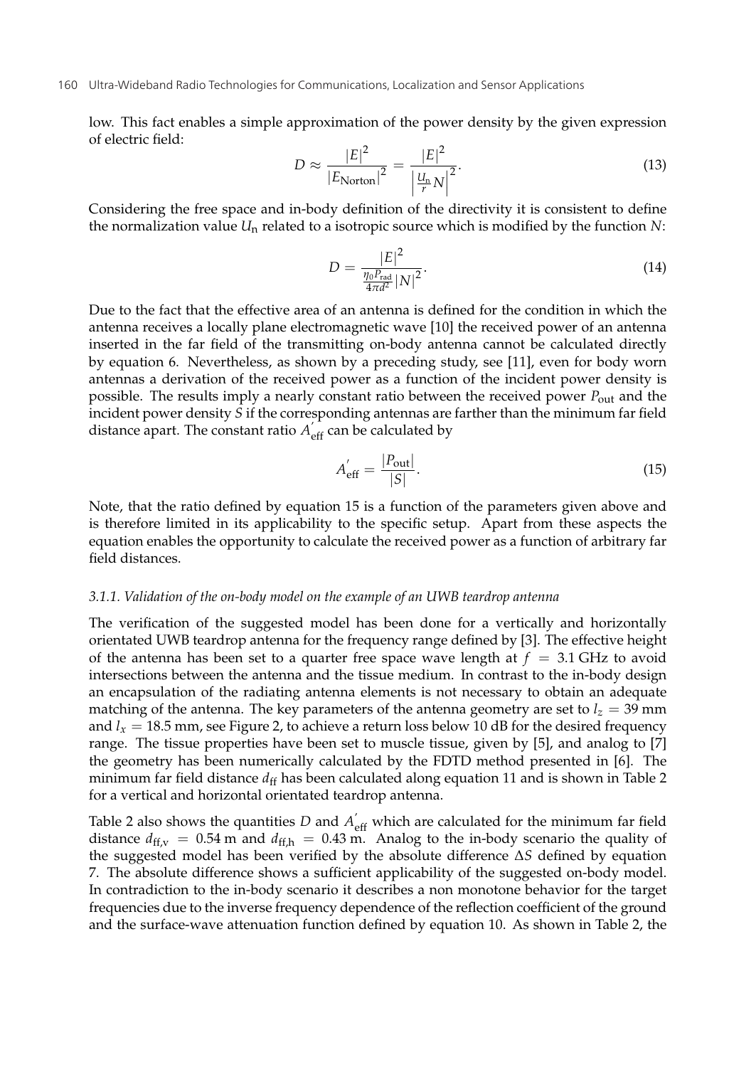low. This fact enables a simple approximation of the power density by the given expression of electric field:

$$D \approx \frac{|E|^2}{|E_{\text{Norton}}|^2} = \frac{|E|^2}{\left|\frac{U_{\text{n}}}{r}N\right|^2}. \tag{13}$$

Considering the free space and in-body definition of the directivity it is consistent to define the normalization value $U_{\text{n}}$ related to a isotropic source which is modified by the function $N$:

$$D = \frac{|E|^2}{\frac{\eta_0 P_{\text{rad}}}{4\pi d^2}|N|^2}. \tag{14}$$

Due to the fact that the effective area of an antenna is defined for the condition in which the antenna receives a locally plane electromagnetic wave [10] the received power of an antenna inserted in the far field of the transmitting on-body antenna cannot be calculated directly by equation 6. Nevertheless, as shown by a preceding study, see [11], even for body worn antennas a derivation of the received power as a function of the incident power density is possible. The results imply a nearly constant ratio between the received power $P_{\text{out}}$ and the incident power density $S$ if the corresponding antennas are farther than the minimum far field distance apart. The constant ratio $A^{'}_{\text{eff}}$ can be calculated by

$$A^{'}_{\text{eff}} = \frac{|P_{\text{out}}|}{|S|}. \tag{15}$$

Note, that the ratio defined by equation 15 is a function of the parameters given above and is therefore limited in its applicability to the specific setup. Apart from these aspects the equation enables the opportunity to calculate the received power as a function of arbitrary far field distances.

#### *3.1.1. Validation of the on-body model on the example of an UWB teardrop antenna*

The verification of the suggested model has been done for a vertically and horizontally orientated UWB teardrop antenna for the frequency range defined by [3]. The effective height of the antenna has been set to a quarter free space wave length at $f = 3.1$ GHz to avoid intersections between the antenna and the tissue medium. In contrast to the in-body design an encapsulation of the radiating antenna elements is not necessary to obtain an adequate matching of the antenna. The key parameters of the antenna geometry are set to $l_z = 39$ mm and $l_x = 18.5$ mm, see Figure 2, to achieve a return loss below 10 dB for the desired frequency range. The tissue properties have been set to muscle tissue, given by [5], and analog to [7] the geometry has been numerically calculated by the FDTD method presented in [6]. The minimum far field distance $d_{\text{ff}}$ has been calculated along equation 11 and is shown in Table 2 for a vertical and horizontal orientated teardrop antenna.

Table 2 also shows the quantities $D$ and $A^{'}_{\text{eff}}$ which are calculated for the minimum far field distance $d_{\text{ff,v}} = 0.54$ m and $d_{\text{ff,h}} = 0.43$ m. Analog to the in-body scenario the quality of the suggested model has been verified by the absolute difference $\Delta S$ defined by equation 7. The absolute difference shows a sufficient applicability of the suggested on-body model. In contradiction to the in-body scenario it describes a non monotone behavior for the target frequencies due to the inverse frequency dependence of the reflection coefficient of the ground and the surface-wave attenuation function defined by equation 10. As shown in Table 2, the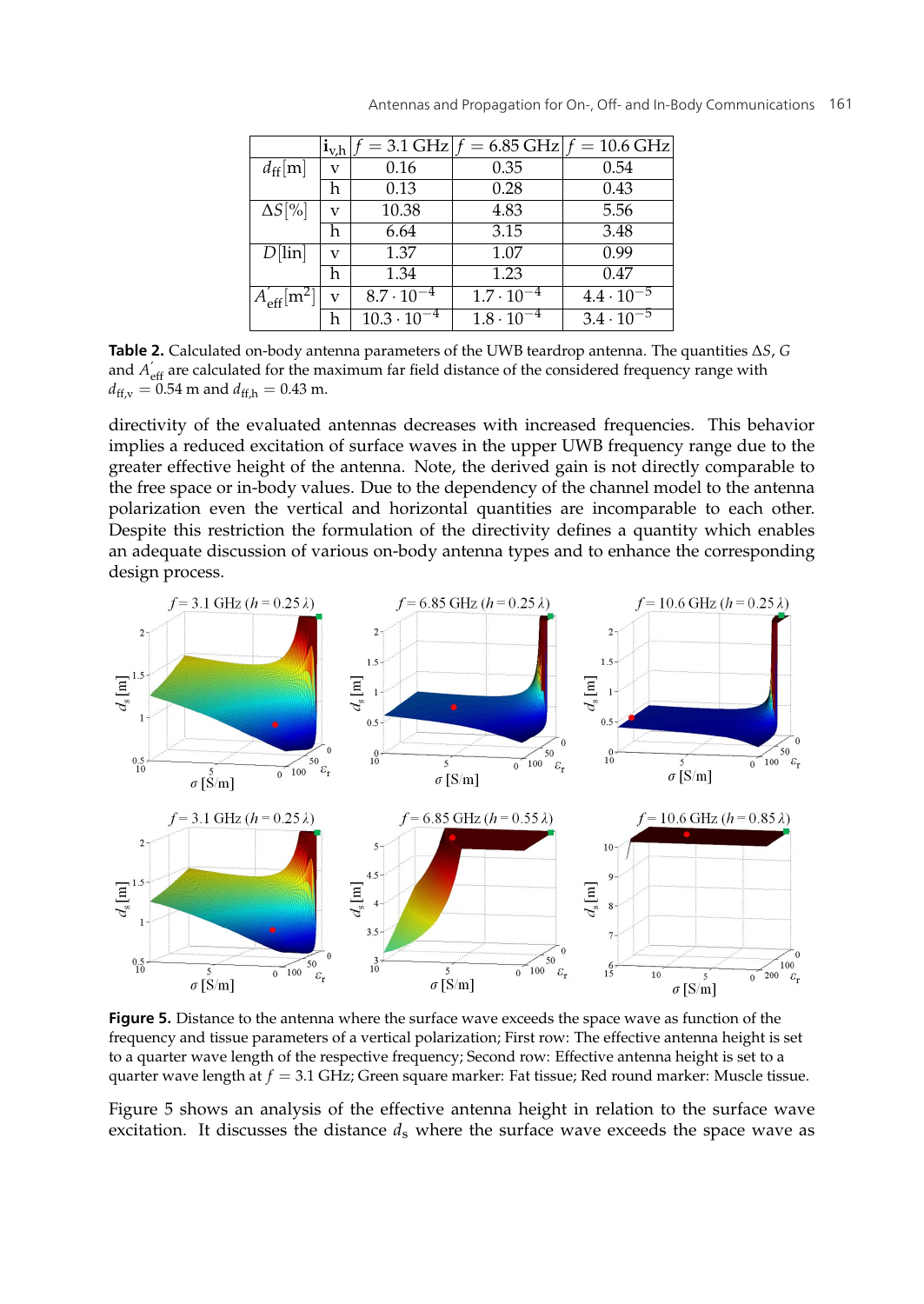|  | $\mathbf{i}_{v,h}$ | $f = 3.1$ GHz | $f = 6.85$ GHz | $f = 10.6$ GHz |
|---|---|---|---|---|
| $d_{ff}$[m] | v | 0.16 | 0.35 | 0.54 |
|  | h | 0.13 | 0.28 | 0.43 |
| $\Delta S$[%] | v | 10.38 | 4.83 | 5.56 |
|  | h | 6.64 | 3.15 | 3.48 |
| $D$[lin] | v | 1.37 | 1.07 | 0.99 |
|  | h | 1.34 | 1.23 | 0.47 |
| $A'_{\text{eff}}$[m$^2$] | v | $8.7 \cdot 10^{-4}$ | $1.7 \cdot 10^{-4}$ | $4.4 \cdot 10^{-5}$ |
|  | h | $10.3 \cdot 10^{-4}$ | $1.8 \cdot 10^{-4}$ | $3.4 \cdot 10^{-5}$ |

**Table 2.** Calculated on-body antenna parameters of the UWB teardrop antenna. The quantities $\Delta S$, $G$ and $A'_{\text{eff}}$ are calculated for the maximum far field distance of the considered frequency range with $d_{\text{ff,v}} = 0.54$ m and $d_{\text{ff,h}} = 0.43$ m.

directivity of the evaluated antennas decreases with increased frequencies. This behavior implies a reduced excitation of surface waves in the upper UWB frequency range due to the greater effective height of the antenna. Note, the derived gain is not directly comparable to the free space or in-body values. Due to the dependency of the channel model to the antenna polarization even the vertical and horizontal quantities are incomparable to each other. Despite this restriction the formulation of the directivity defines a quantity which enables an adequate discussion of various on-body antenna types and to enhance the corresponding design process.

**Figure 5.** Distance to the antenna where the surface wave exceeds the space wave as function of the frequency and tissue parameters of a vertical polarization; First row: The effective antenna height is set to a quarter wave length of the respective frequency; Second row: Effective antenna height is set to a quarter wave length at $f = 3.1$ GHz; Green square marker: Fat tissue; Red round marker: Muscle tissue.

Figure 5 shows an analysis of the effective antenna height in relation to the surface wave excitation. It discusses the distance $d_s$ where the surface wave exceeds the space wave as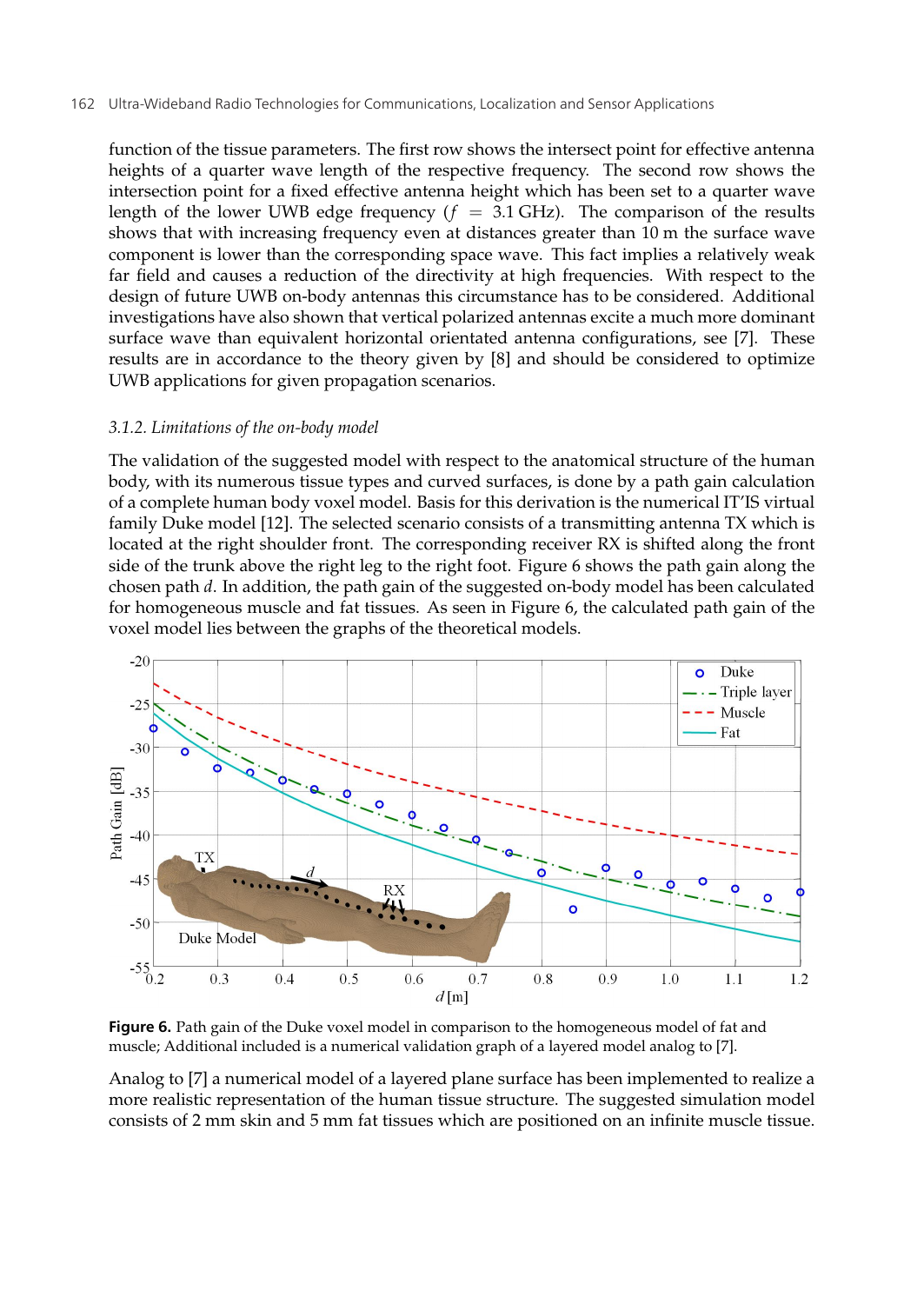function of the tissue parameters. The first row shows the intersect point for effective antenna heights of a quarter wave length of the respective frequency. The second row shows the intersection point for a fixed effective antenna height which has been set to a quarter wave length of the lower UWB edge frequency ($f = 3.1$ GHz). The comparison of the results shows that with increasing frequency even at distances greater than 10 m the surface wave component is lower than the corresponding space wave. This fact implies a relatively weak far field and causes a reduction of the directivity at high frequencies. With respect to the design of future UWB on-body antennas this circumstance has to be considered. Additional investigations have also shown that vertical polarized antennas excite a much more dominant surface wave than equivalent horizontal orientated antenna configurations, see [7]. These results are in accordance to the theory given by [8] and should be considered to optimize UWB applications for given propagation scenarios.

### *3.1.2. Limitations of the on-body model*

The validation of the suggested model with respect to the anatomical structure of the human body, with its numerous tissue types and curved surfaces, is done by a path gain calculation of a complete human body voxel model. Basis for this derivation is the numerical IT'IS virtual family Duke model [12]. The selected scenario consists of a transmitting antenna TX which is located at the right shoulder front. The corresponding receiver RX is shifted along the front side of the trunk above the right leg to the right foot. Figure 6 shows the path gain along the chosen path $d$. In addition, the path gain of the suggested on-body model has been calculated for homogeneous muscle and fat tissues. As seen in Figure 6, the calculated path gain of the voxel model lies between the graphs of the theoretical models.

**Figure 6.** Path gain of the Duke voxel model in comparison to the homogeneous model of fat and muscle; Additional included is a numerical validation graph of a layered model analog to [7].

Analog to [7] a numerical model of a layered plane surface has been implemented to realize a more realistic representation of the human tissue structure. The suggested simulation model consists of 2 mm skin and 5 mm fat tissues which are positioned on an infinite muscle tissue.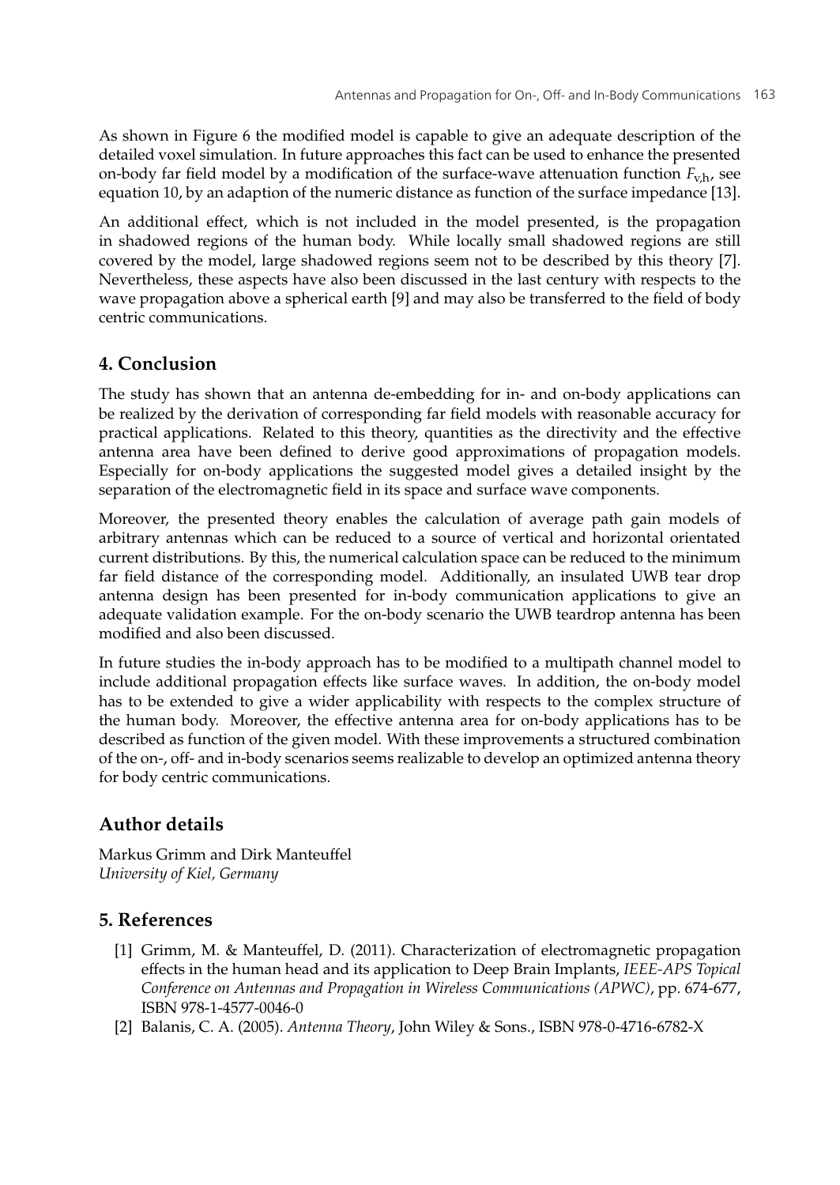As shown in Figure 6 the modified model is capable to give an adequate description of the detailed voxel simulation. In future approaches this fact can be used to enhance the presented on-body far field model by a modification of the surface-wave attenuation function $F_{\mathrm{v,h}}$, see equation 10, by an adaption of the numeric distance as function of the surface impedance [13].

An additional effect, which is not included in the model presented, is the propagation in shadowed regions of the human body. While locally small shadowed regions are still covered by the model, large shadowed regions seem not to be described by this theory [7]. Nevertheless, these aspects have also been discussed in the last century with respects to the wave propagation above a spherical earth [9] and may also be transferred to the field of body centric communications.

## 4. Conclusion

The study has shown that an antenna de-embedding for in- and on-body applications can be realized by the derivation of corresponding far field models with reasonable accuracy for practical applications. Related to this theory, quantities as the directivity and the effective antenna area have been defined to derive good approximations of propagation models. Especially for on-body applications the suggested model gives a detailed insight by the separation of the electromagnetic field in its space and surface wave components.

Moreover, the presented theory enables the calculation of average path gain models of arbitrary antennas which can be reduced to a source of vertical and horizontal orientated current distributions. By this, the numerical calculation space can be reduced to the minimum far field distance of the corresponding model. Additionally, an insulated UWB tear drop antenna design has been presented for in-body communication applications to give an adequate validation example. For the on-body scenario the UWB teardrop antenna has been modified and also been discussed.

In future studies the in-body approach has to be modified to a multipath channel model to include additional propagation effects like surface waves. In addition, the on-body model has to be extended to give a wider applicability with respects to the complex structure of the human body. Moreover, the effective antenna area for on-body applications has to be described as function of the given model. With these improvements a structured combination of the on-, off- and in-body scenarios seems realizable to develop an optimized antenna theory for body centric communications.

## Author details

Markus Grimm and Dirk Manteuffel
*University of Kiel, Germany*

## 5. References

[1] Grimm, M. & Manteuffel, D. (2011). Characterization of electromagnetic propagation effects in the human head and its application to Deep Brain Implants, *IEEE-APS Topical Conference on Antennas and Propagation in Wireless Communications (APWC)*, pp. 674-677, ISBN 978-1-4577-0046-0

[2] Balanis, C. A. (2005). *Antenna Theory*, John Wiley & Sons., ISBN 978-0-4716-6782-X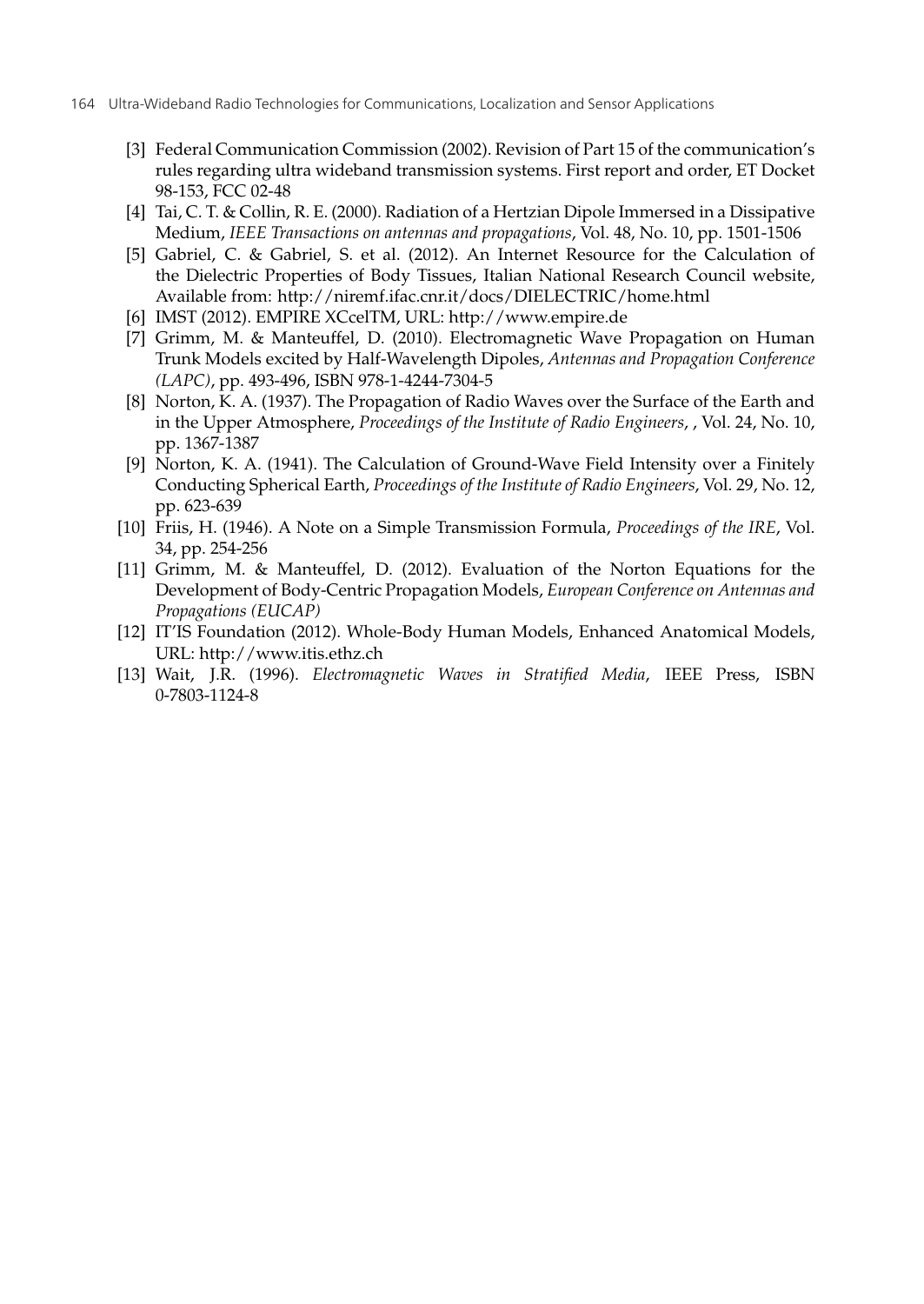[3] Federal Communication Commission (2002). Revision of Part 15 of the communication's rules regarding ultra wideband transmission systems. First report and order, ET Docket 98-153, FCC 02-48

[4] Tai, C. T. & Collin, R. E. (2000). Radiation of a Hertzian Dipole Immersed in a Dissipative Medium, *IEEE Transactions on antennas and propagations*, Vol. 48, No. 10, pp. 1501-1506

[5] Gabriel, C. & Gabriel, S. et al. (2012). An Internet Resource for the Calculation of the Dielectric Properties of Body Tissues, Italian National Research Council website, Available from: http://niremf.ifac.cnr.it/docs/DIELECTRIC/home.html

[6] IMST (2012). EMPIRE XCcelTM, URL: http://www.empire.de

[7] Grimm, M. & Manteuffel, D. (2010). Electromagnetic Wave Propagation on Human Trunk Models excited by Half-Wavelength Dipoles, *Antennas and Propagation Conference (LAPC)*, pp. 493-496, ISBN 978-1-4244-7304-5

[8] Norton, K. A. (1937). The Propagation of Radio Waves over the Surface of the Earth and in the Upper Atmosphere, *Proceedings of the Institute of Radio Engineers*, , Vol. 24, No. 10, pp. 1367-1387

[9] Norton, K. A. (1941). The Calculation of Ground-Wave Field Intensity over a Finitely Conducting Spherical Earth, *Proceedings of the Institute of Radio Engineers*, Vol. 29, No. 12, pp. 623-639

[10] Friis, H. (1946). A Note on a Simple Transmission Formula, *Proceedings of the IRE*, Vol. 34, pp. 254-256

[11] Grimm, M. & Manteuffel, D. (2012). Evaluation of the Norton Equations for the Development of Body-Centric Propagation Models, *European Conference on Antennas and Propagations (EUCAP)*

[12] IT'IS Foundation (2012). Whole-Body Human Models, Enhanced Anatomical Models, URL: http://www.itis.ethz.ch

[13] Wait, J.R. (1996). *Electromagnetic Waves in Stratified Media*, IEEE Press, ISBN 0-7803-1124-8